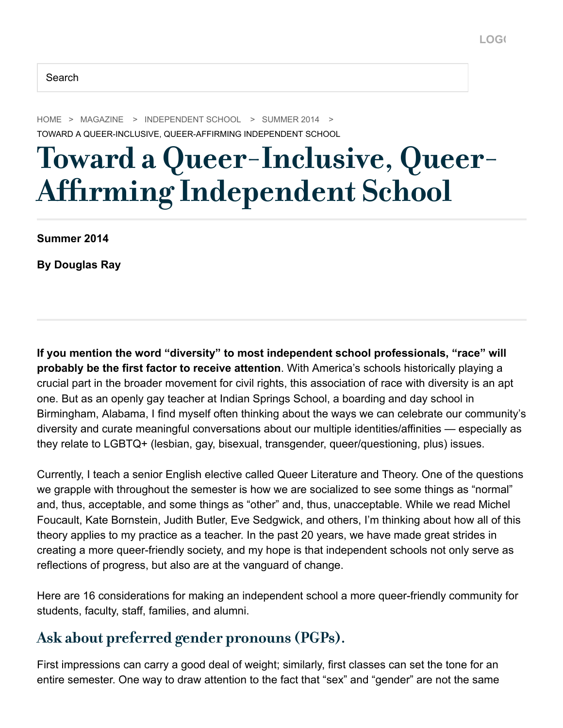HOME > MAGAZINE > INDEPENDENT SCHOOL > SUMMER 2014 >
TOWARD A QUEER-INCLUSIVE, QUEER-AFFIRMING INDEPENDENT SCHOOL

# Toward a Queer-Inclusive, Queer-Affirming Independent School

**Summer 2014**

**By Douglas Ray**

**If you mention the word "diversity" to most independent school professionals, "race" will probably be the first factor to receive attention**. With America's schools historically playing a crucial part in the broader movement for civil rights, this association of race with diversity is an apt one. But as an openly gay teacher at Indian Springs School, a boarding and day school in Birmingham, Alabama, I find myself often thinking about the ways we can celebrate our community's diversity and curate meaningful conversations about our multiple identities/affinities — especially as they relate to LGBTQ+ (lesbian, gay, bisexual, transgender, queer/questioning, plus) issues.

Currently, I teach a senior English elective called Queer Literature and Theory. One of the questions we grapple with throughout the semester is how we are socialized to see some things as "normal" and, thus, acceptable, and some things as "other" and, thus, unacceptable. While we read Michel Foucault, Kate Bornstein, Judith Butler, Eve Sedgwick, and others, I'm thinking about how all of this theory applies to my practice as a teacher. In the past 20 years, we have made great strides in creating a more queer-friendly society, and my hope is that independent schools not only serve as reflections of progress, but also are at the vanguard of change.

Here are 16 considerations for making an independent school a more queer-friendly community for students, faculty, staff, families, and alumni.

## Ask about preferred gender pronouns (PGPs).

First impressions can carry a good deal of weight; similarly, first classes can set the tone for an entire semester. One way to draw attention to the fact that "sex" and "gender" are not the same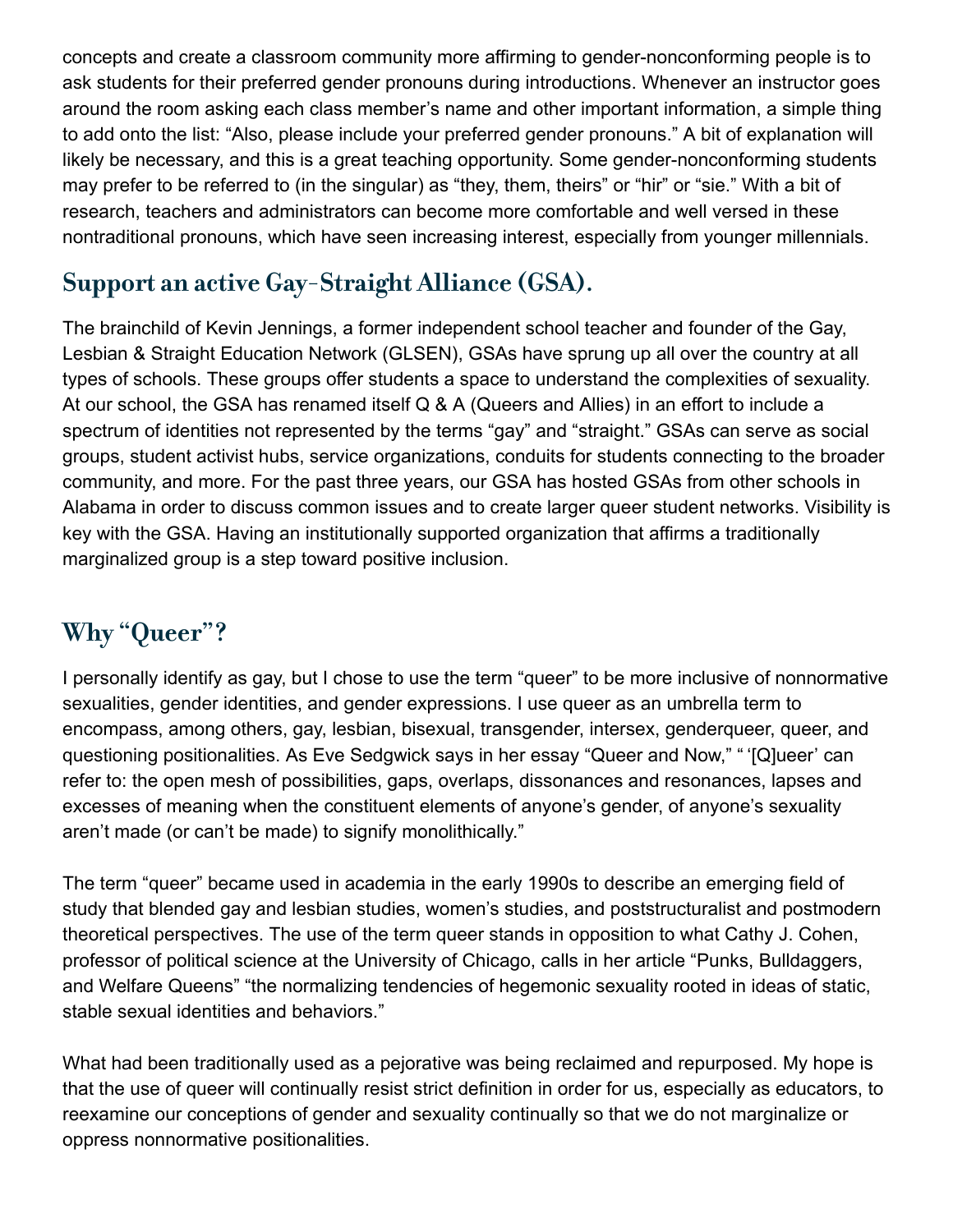concepts and create a classroom community more affirming to gender-nonconforming people is to ask students for their preferred gender pronouns during introductions. Whenever an instructor goes around the room asking each class member's name and other important information, a simple thing to add onto the list: "Also, please include your preferred gender pronouns." A bit of explanation will likely be necessary, and this is a great teaching opportunity. Some gender-nonconforming students may prefer to be referred to (in the singular) as "they, them, theirs" or "hir" or "sie." With a bit of research, teachers and administrators can become more comfortable and well versed in these nontraditional pronouns, which have seen increasing interest, especially from younger millennials.

## Support an active Gay-Straight Alliance (GSA).

The brainchild of Kevin Jennings, a former independent school teacher and founder of the Gay, Lesbian & Straight Education Network (GLSEN), GSAs have sprung up all over the country at all types of schools. These groups offer students a space to understand the complexities of sexuality. At our school, the GSA has renamed itself Q & A (Queers and Allies) in an effort to include a spectrum of identities not represented by the terms "gay" and "straight." GSAs can serve as social groups, student activist hubs, service organizations, conduits for students connecting to the broader community, and more. For the past three years, our GSA has hosted GSAs from other schools in Alabama in order to discuss common issues and to create larger queer student networks. Visibility is key with the GSA. Having an institutionally supported organization that affirms a traditionally marginalized group is a step toward positive inclusion.

## Why "Queer"?

I personally identify as gay, but I chose to use the term "queer" to be more inclusive of nonnormative sexualities, gender identities, and gender expressions. I use queer as an umbrella term to encompass, among others, gay, lesbian, bisexual, transgender, intersex, genderqueer, queer, and questioning positionalities. As Eve Sedgwick says in her essay "Queer and Now," " '[Q]ueer' can refer to: the open mesh of possibilities, gaps, overlaps, dissonances and resonances, lapses and excesses of meaning when the constituent elements of anyone's gender, of anyone's sexuality aren't made (or can't be made) to signify monolithically."

The term "queer" became used in academia in the early 1990s to describe an emerging field of study that blended gay and lesbian studies, women's studies, and poststructuralist and postmodern theoretical perspectives. The use of the term queer stands in opposition to what Cathy J. Cohen, professor of political science at the University of Chicago, calls in her article "Punks, Bulldaggers, and Welfare Queens" "the normalizing tendencies of hegemonic sexuality rooted in ideas of static, stable sexual identities and behaviors."

What had been traditionally used as a pejorative was being reclaimed and repurposed. My hope is that the use of queer will continually resist strict definition in order for us, especially as educators, to reexamine our conceptions of gender and sexuality continually so that we do not marginalize or oppress nonnormative positionalities.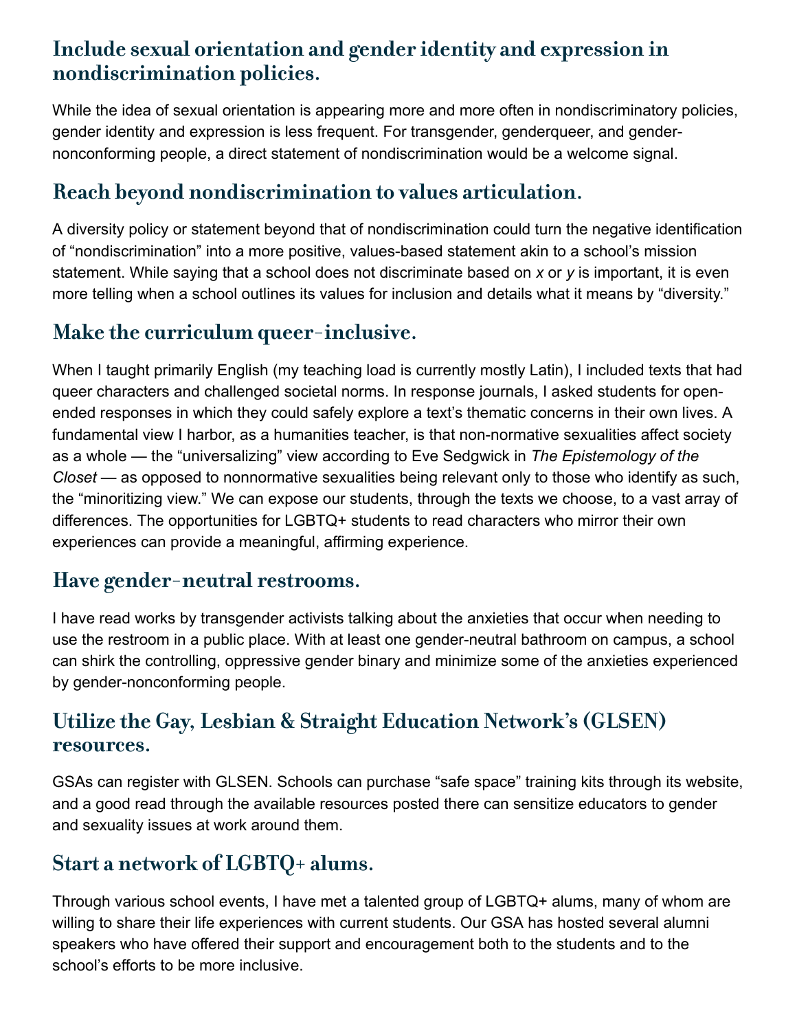## Include sexual orientation and gender identity and expression in nondiscrimination policies.

While the idea of sexual orientation is appearing more and more often in nondiscriminatory policies, gender identity and expression is less frequent. For transgender, genderqueer, and gender-nonconforming people, a direct statement of nondiscrimination would be a welcome signal.

## Reach beyond nondiscrimination to values articulation.

A diversity policy or statement beyond that of nondiscrimination could turn the negative identification of "nondiscrimination" into a more positive, values-based statement akin to a school's mission statement. While saying that a school does not discriminate based on *x* or *y* is important, it is even more telling when a school outlines its values for inclusion and details what it means by "diversity."

## Make the curriculum queer-inclusive.

When I taught primarily English (my teaching load is currently mostly Latin), I included texts that had queer characters and challenged societal norms. In response journals, I asked students for open-ended responses in which they could safely explore a text's thematic concerns in their own lives. A fundamental view I harbor, as a humanities teacher, is that non-normative sexualities affect society as a whole — the "universalizing" view according to Eve Sedgwick in *The Epistemology of the Closet* — as opposed to nonnormative sexualities being relevant only to those who identify as such, the "minoritizing view." We can expose our students, through the texts we choose, to a vast array of differences. The opportunities for LGBTQ+ students to read characters who mirror their own experiences can provide a meaningful, affirming experience.

## Have gender-neutral restrooms.

I have read works by transgender activists talking about the anxieties that occur when needing to use the restroom in a public place. With at least one gender-neutral bathroom on campus, a school can shirk the controlling, oppressive gender binary and minimize some of the anxieties experienced by gender-nonconforming people.

## Utilize the Gay, Lesbian & Straight Education Network's (GLSEN) resources.

GSAs can register with GLSEN. Schools can purchase "safe space" training kits through its website, and a good read through the available resources posted there can sensitize educators to gender and sexuality issues at work around them.

## Start a network of LGBTQ+ alums.

Through various school events, I have met a talented group of LGBTQ+ alums, many of whom are willing to share their life experiences with current students. Our GSA has hosted several alumni speakers who have offered their support and encouragement both to the students and to the school's efforts to be more inclusive.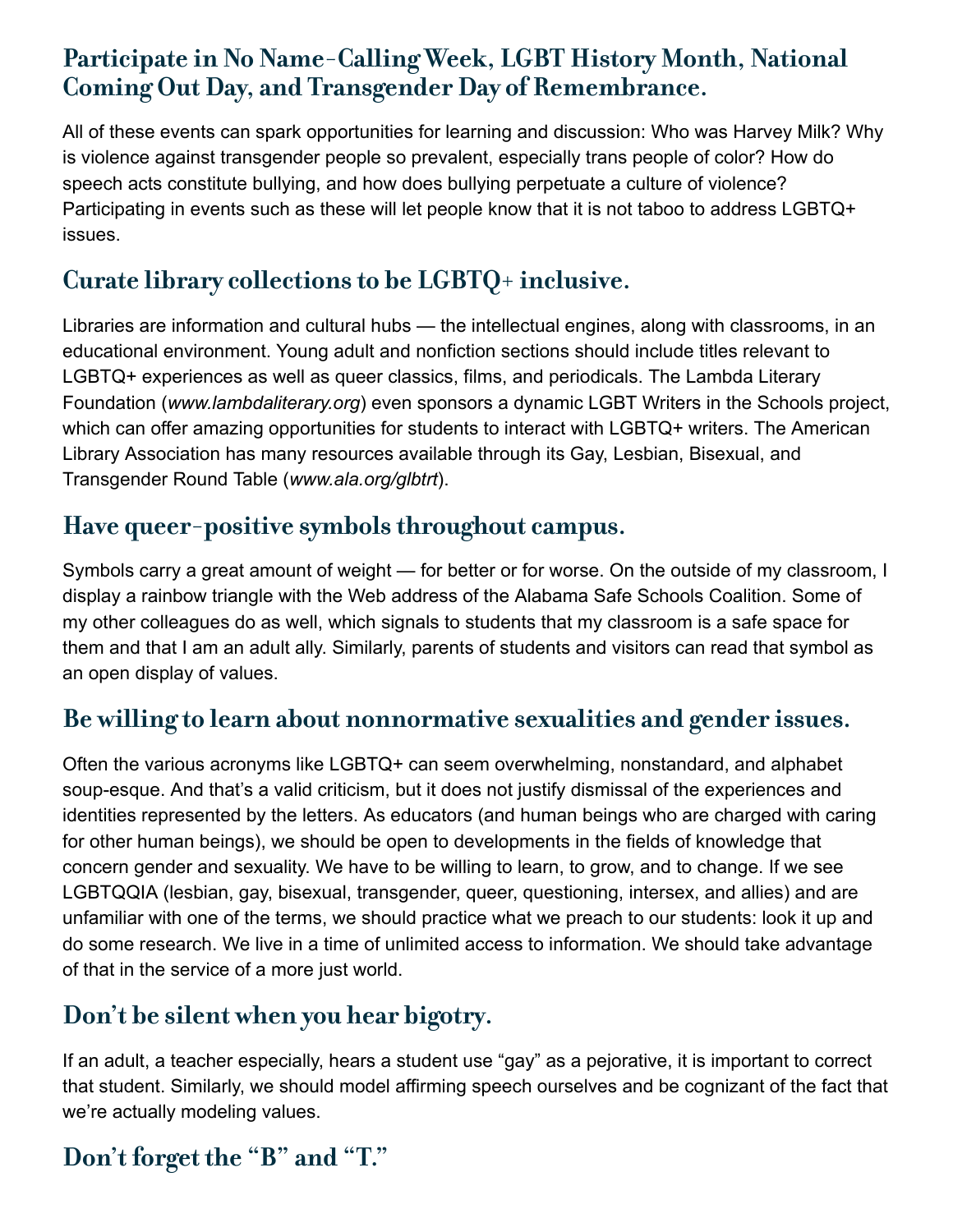## Participate in No Name-Calling Week, LGBT History Month, National Coming Out Day, and Transgender Day of Remembrance.

All of these events can spark opportunities for learning and discussion: Who was Harvey Milk? Why is violence against transgender people so prevalent, especially trans people of color? How do speech acts constitute bullying, and how does bullying perpetuate a culture of violence? Participating in events such as these will let people know that it is not taboo to address LGBTQ+ issues.

## Curate library collections to be LGBTQ+ inclusive.

Libraries are information and cultural hubs — the intellectual engines, along with classrooms, in an educational environment. Young adult and nonfiction sections should include titles relevant to LGBTQ+ experiences as well as queer classics, films, and periodicals. The Lambda Literary Foundation (*www.lambdaliterary.org*) even sponsors a dynamic LGBT Writers in the Schools project, which can offer amazing opportunities for students to interact with LGBTQ+ writers. The American Library Association has many resources available through its Gay, Lesbian, Bisexual, and Transgender Round Table (*www.ala.org/glbtrt*).

## Have queer-positive symbols throughout campus.

Symbols carry a great amount of weight — for better or for worse. On the outside of my classroom, I display a rainbow triangle with the Web address of the Alabama Safe Schools Coalition. Some of my other colleagues do as well, which signals to students that my classroom is a safe space for them and that I am an adult ally. Similarly, parents of students and visitors can read that symbol as an open display of values.

## Be willing to learn about nonnormative sexualities and gender issues.

Often the various acronyms like LGBTQ+ can seem overwhelming, nonstandard, and alphabet soup-esque. And that's a valid criticism, but it does not justify dismissal of the experiences and identities represented by the letters. As educators (and human beings who are charged with caring for other human beings), we should be open to developments in the fields of knowledge that concern gender and sexuality. We have to be willing to learn, to grow, and to change. If we see LGBTQQIA (lesbian, gay, bisexual, transgender, queer, questioning, intersex, and allies) and are unfamiliar with one of the terms, we should practice what we preach to our students: look it up and do some research. We live in a time of unlimited access to information. We should take advantage of that in the service of a more just world.

## Don't be silent when you hear bigotry.

If an adult, a teacher especially, hears a student use "gay" as a pejorative, it is important to correct that student. Similarly, we should model affirming speech ourselves and be cognizant of the fact that we're actually modeling values.

## Don't forget the "B" and "T."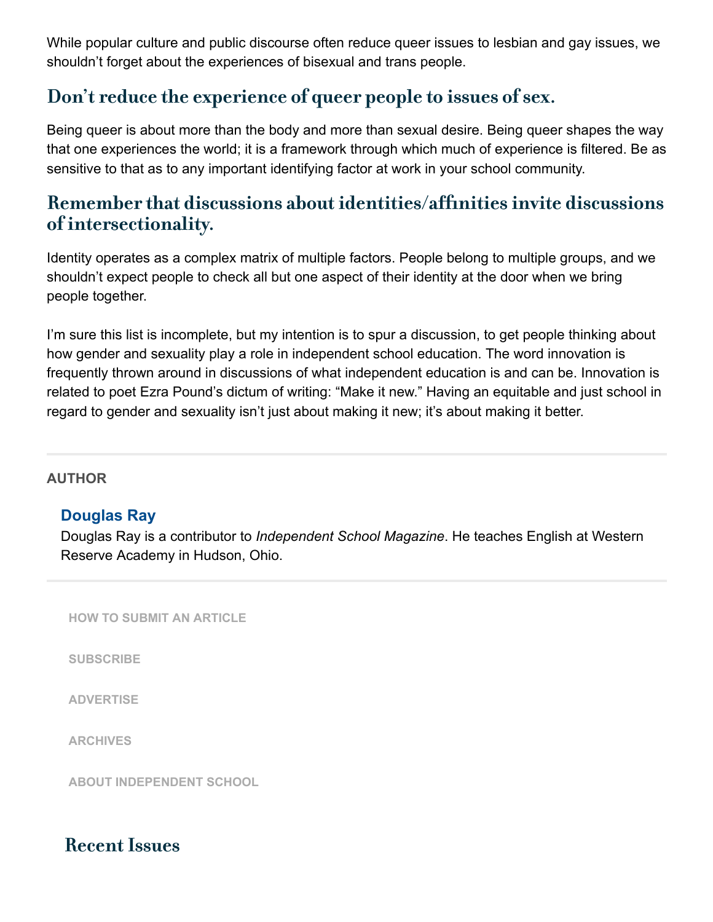While popular culture and public discourse often reduce queer issues to lesbian and gay issues, we shouldn't forget about the experiences of bisexual and trans people.

## Don't reduce the experience of queer people to issues of sex.

Being queer is about more than the body and more than sexual desire. Being queer shapes the way that one experiences the world; it is a framework through which much of experience is filtered. Be as sensitive to that as to any important identifying factor at work in your school community.

## Remember that discussions about identities/affinities invite discussions of intersectionality.

Identity operates as a complex matrix of multiple factors. People belong to multiple groups, and we shouldn't expect people to check all but one aspect of their identity at the door when we bring people together.

I'm sure this list is incomplete, but my intention is to spur a discussion, to get people thinking about how gender and sexuality play a role in independent school education. The word innovation is frequently thrown around in discussions of what independent education is and can be. Innovation is related to poet Ezra Pound's dictum of writing: "Make it new." Having an equitable and just school in regard to gender and sexuality isn't just about making it new; it's about making it better.

---

**AUTHOR**

**Douglas Ray**

Douglas Ray is a contributor to *Independent School Magazine*. He teaches English at Western Reserve Academy in Hudson, Ohio.

---

HOW TO SUBMIT AN ARTICLE

SUBSCRIBE

ADVERTISE

ARCHIVES

ABOUT INDEPENDENT SCHOOL

## Recent Issues